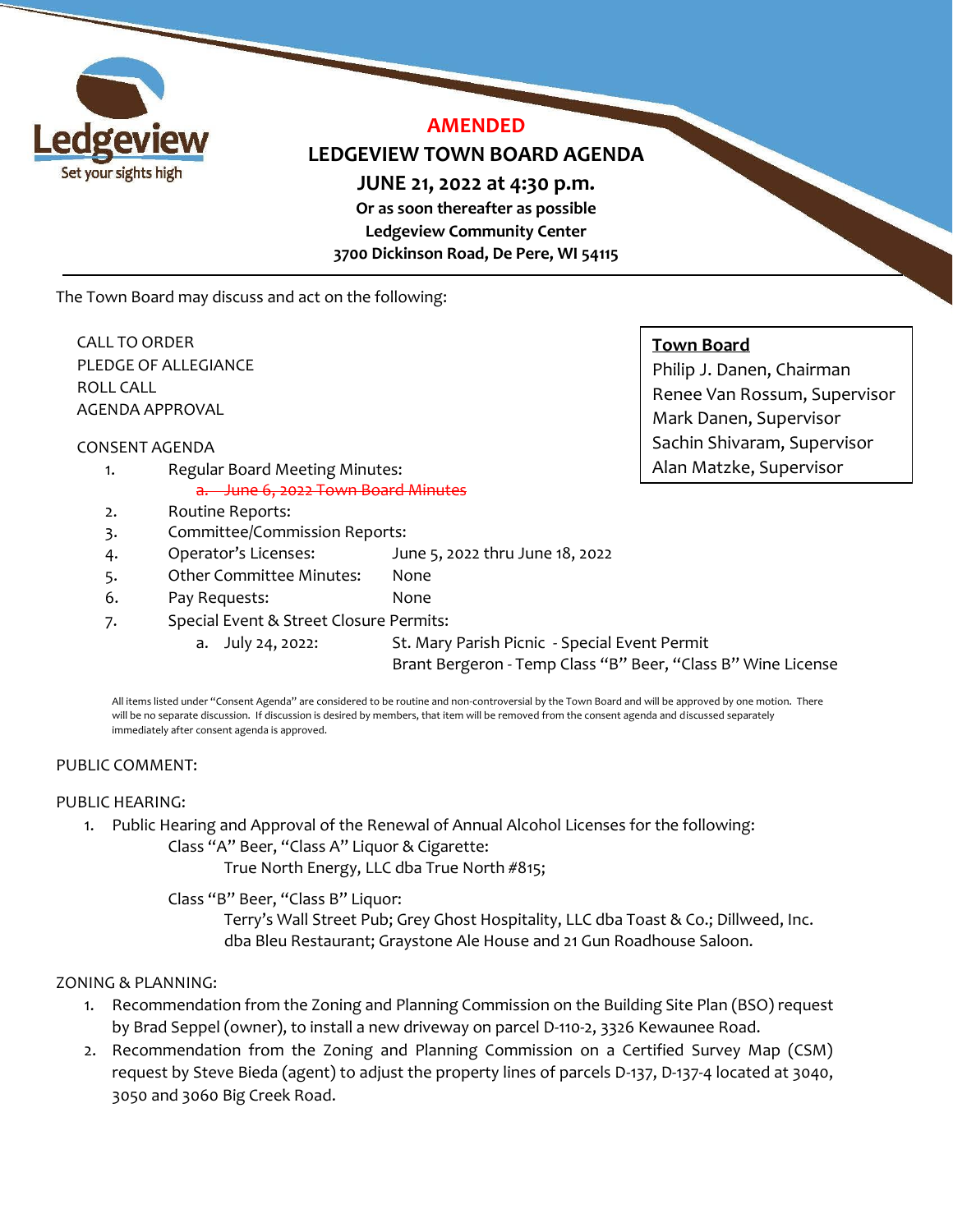Ledgeview
Set your sights high

# AMENDED

## LEDGEVIEW TOWN BOARD AGENDA

**JUNE 21, 2022 at 4:30 p.m.**
**Or as soon thereafter as possible**
**Ledgeview Community Center**
**3700 Dickinson Road, De Pere, WI 54115**

---

**Town Board**
Philip J. Danen, Chairman
Renee Van Rossum, Supervisor
Mark Danen, Supervisor
Sachin Shivaram, Supervisor
Alan Matzke, Supervisor

The Town Board may discuss and act on the following:

CALL TO ORDER
PLEDGE OF ALLEGIANCE
ROLL CALL
AGENDA APPROVAL

CONSENT AGENDA

1. Regular Board Meeting Minutes:
   - ~~a. June 6, 2022 Town Board Minutes~~
2. Routine Reports:
3. Committee/Commission Reports:
4. Operator's Licenses: June 5, 2022 thru June 18, 2022
5. Other Committee Minutes: None
6. Pay Requests: None
7. Special Event & Street Closure Permits:
   - a. July 24, 2022: St. Mary Parish Picnic - Special Event Permit
     Brant Bergeron - Temp Class "B" Beer, "Class B" Wine License

All items listed under "Consent Agenda" are considered to be routine and non-controversial by the Town Board and will be approved by one motion. There will be no separate discussion. If discussion is desired by members, that item will be removed from the consent agenda and discussed separately immediately after consent agenda is approved.

PUBLIC COMMENT:

PUBLIC HEARING:

1. Public Hearing and Approval of the Renewal of Annual Alcohol Licenses for the following:
   Class "A" Beer, "Class A" Liquor & Cigarette:
   True North Energy, LLC dba True North #815;

   Class "B" Beer, "Class B" Liquor:
   Terry's Wall Street Pub; Grey Ghost Hospitality, LLC dba Toast & Co.; Dillweed, Inc. dba Bleu Restaurant; Graystone Ale House and 21 Gun Roadhouse Saloon.

ZONING & PLANNING:

1. Recommendation from the Zoning and Planning Commission on the Building Site Plan (BSO) request by Brad Seppel (owner), to install a new driveway on parcel D-110-2, 3326 Kewaunee Road.
2. Recommendation from the Zoning and Planning Commission on a Certified Survey Map (CSM) request by Steve Bieda (agent) to adjust the property lines of parcels D-137, D-137-4 located at 3040, 3050 and 3060 Big Creek Road.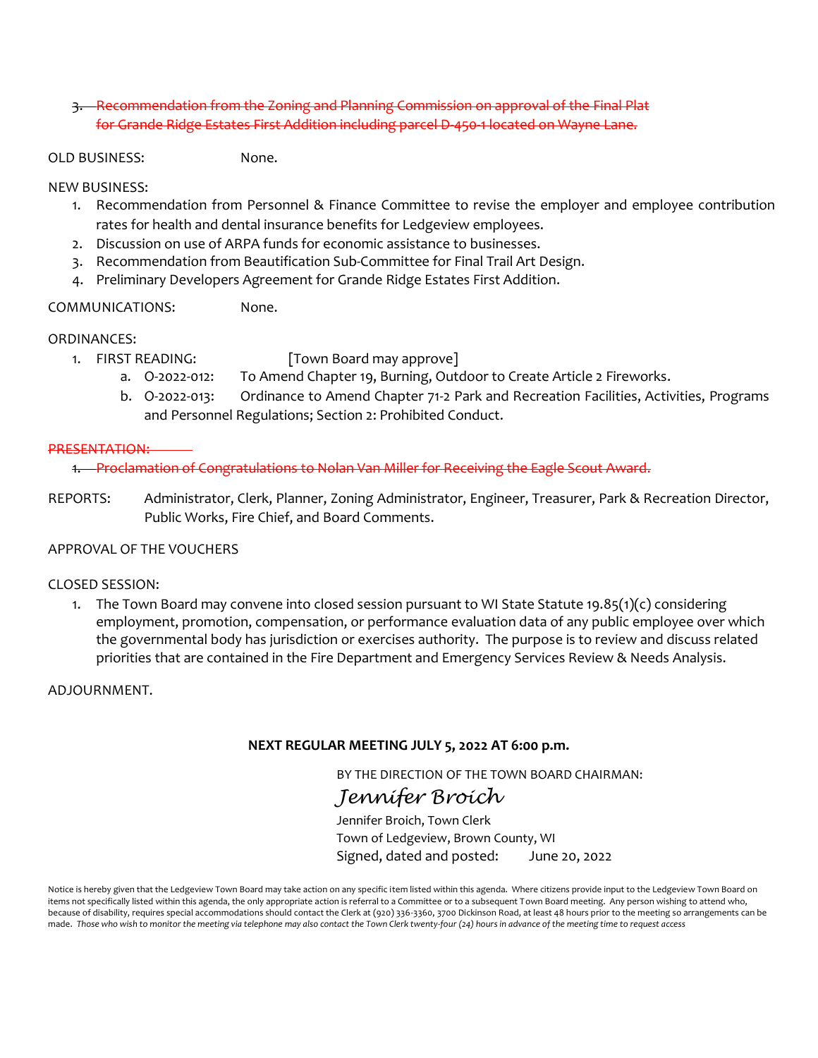3. ~~Recommendation from the Zoning and Planning Commission on approval of the Final Plat for Grande Ridge Estates First Addition including parcel D-450-1 located on Wayne Lane.~~

OLD BUSINESS: None.

NEW BUSINESS:

1. Recommendation from Personnel & Finance Committee to revise the employer and employee contribution rates for health and dental insurance benefits for Ledgeview employees.
2. Discussion on use of ARPA funds for economic assistance to businesses.
3. Recommendation from Beautification Sub-Committee for Final Trail Art Design.
4. Preliminary Developers Agreement for Grande Ridge Estates First Addition.

COMMUNICATIONS: None.

ORDINANCES:

1. FIRST READING: [Town Board may approve]
   a. O-2022-012: To Amend Chapter 19, Burning, Outdoor to Create Article 2 Fireworks.
   b. O-2022-013: Ordinance to Amend Chapter 71-2 Park and Recreation Facilities, Activities, Programs and Personnel Regulations; Section 2: Prohibited Conduct.

~~PRESENTATION:~~

1. ~~Proclamation of Congratulations to Nolan Van Miller for Receiving the Eagle Scout Award.~~

REPORTS: Administrator, Clerk, Planner, Zoning Administrator, Engineer, Treasurer, Park & Recreation Director, Public Works, Fire Chief, and Board Comments.

APPROVAL OF THE VOUCHERS

CLOSED SESSION:

1. The Town Board may convene into closed session pursuant to WI State Statute 19.85(1)(c) considering employment, promotion, compensation, or performance evaluation data of any public employee over which the governmental body has jurisdiction or exercises authority. The purpose is to review and discuss related priorities that are contained in the Fire Department and Emergency Services Review & Needs Analysis.

ADJOURNMENT.

**NEXT REGULAR MEETING JULY 5, 2022 AT 6:00 p.m.**

BY THE DIRECTION OF THE TOWN BOARD CHAIRMAN:

*Jennifer Broich*

Jennifer Broich, Town Clerk
Town of Ledgeview, Brown County, WI
Signed, dated and posted: June 20, 2022

Notice is hereby given that the Ledgeview Town Board may take action on any specific item listed within this agenda. Where citizens provide input to the Ledgeview Town Board on items not specifically listed within this agenda, the only appropriate action is referral to a Committee or to a subsequent Town Board meeting. Any person wishing to attend who, because of disability, requires special accommodations should contact the Clerk at (920) 336-3360, 3700 Dickinson Road, at least 48 hours prior to the meeting so arrangements can be made. *Those who wish to monitor the meeting via telephone may also contact the Town Clerk twenty-four (24) hours in advance of the meeting time to request access*